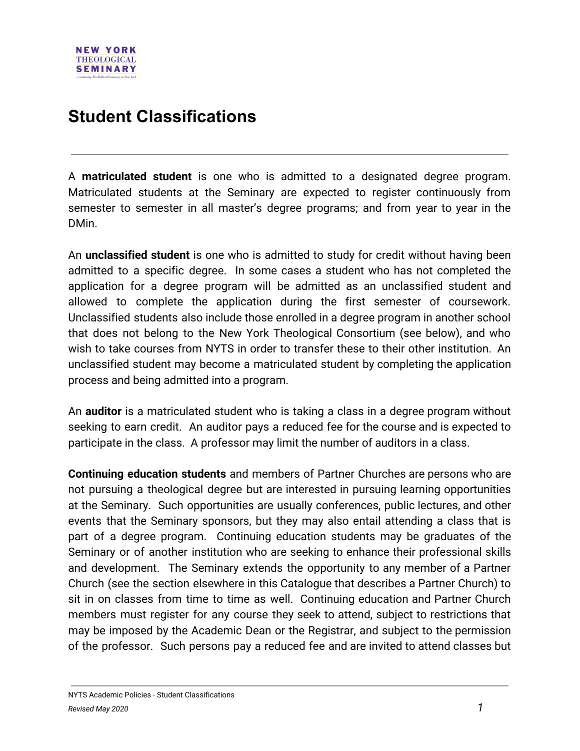# Student Classifications

A **matriculated student** is one who is admitted to a designated degree program. Matriculated students at the Seminary are expected to register continuously from semester to semester in all master's degree programs; and from year to year in the DMin.

An **unclassified student** is one who is admitted to study for credit without having been admitted to a specific degree. In some cases a student who has not completed the application for a degree program will be admitted as an unclassified student and allowed to complete the application during the first semester of coursework. Unclassified students also include those enrolled in a degree program in another school that does not belong to the New York Theological Consortium (see below), and who wish to take courses from NYTS in order to transfer these to their other institution. An unclassified student may become a matriculated student by completing the application process and being admitted into a program.

An **auditor** is a matriculated student who is taking a class in a degree program without seeking to earn credit. An auditor pays a reduced fee for the course and is expected to participate in the class. A professor may limit the number of auditors in a class.

**Continuing education students** and members of Partner Churches are persons who are not pursuing a theological degree but are interested in pursuing learning opportunities at the Seminary. Such opportunities are usually conferences, public lectures, and other events that the Seminary sponsors, but they may also entail attending a class that is part of a degree program. Continuing education students may be graduates of the Seminary or of another institution who are seeking to enhance their professional skills and development. The Seminary extends the opportunity to any member of a Partner Church (see the section elsewhere in this Catalogue that describes a Partner Church) to sit in on classes from time to time as well. Continuing education and Partner Church members must register for any course they seek to attend, subject to restrictions that may be imposed by the Academic Dean or the Registrar, and subject to the permission of the professor. Such persons pay a reduced fee and are invited to attend classes but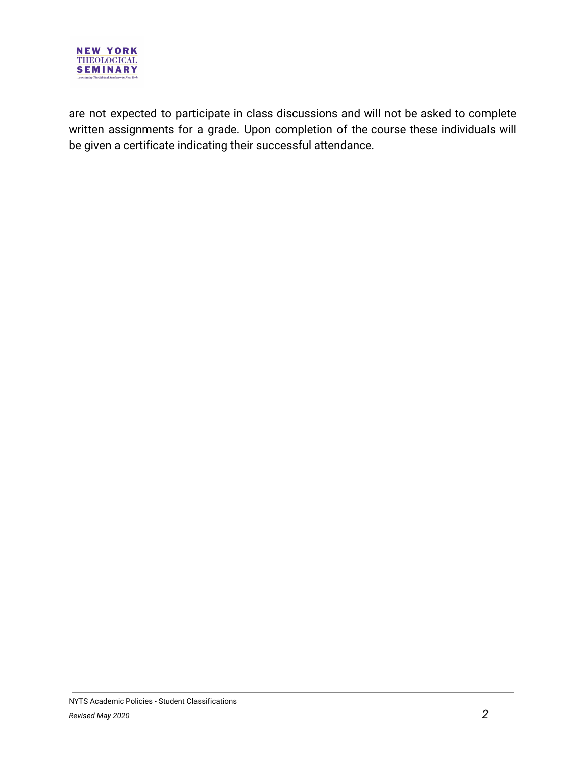are not expected to participate in class discussions and will not be asked to complete written assignments for a grade. Upon completion of the course these individuals will be given a certificate indicating their successful attendance.